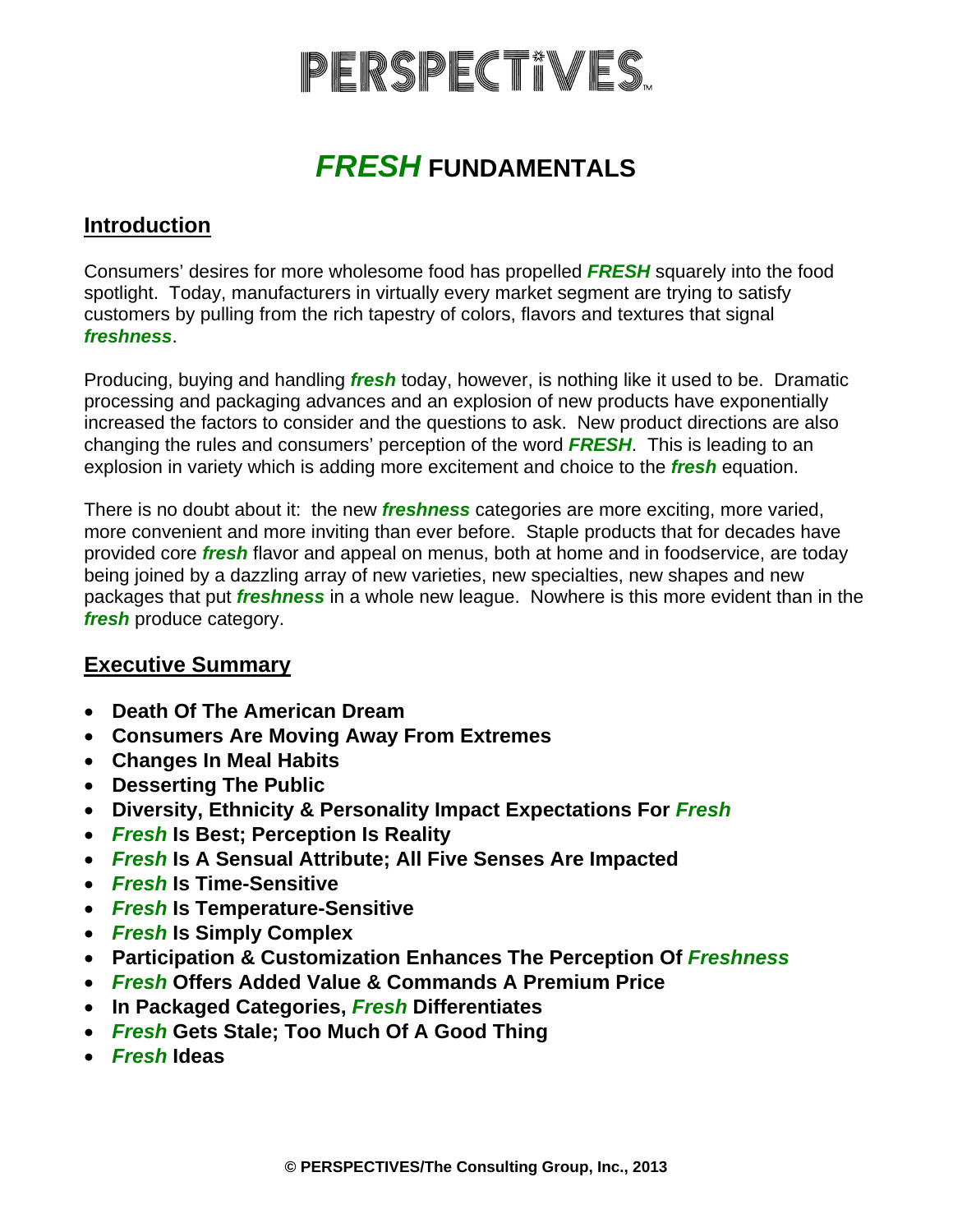# PERSPECTiVES

## *FRESH* FUNDAMENTALS

### Introduction

Consumers' desires for more wholesome food has propelled ***FRESH*** squarely into the food spotlight. Today, manufacturers in virtually every market segment are trying to satisfy customers by pulling from the rich tapestry of colors, flavors and textures that signal ***freshness***.

Producing, buying and handling ***fresh*** today, however, is nothing like it used to be. Dramatic processing and packaging advances and an explosion of new products have exponentially increased the factors to consider and the questions to ask. New product directions are also changing the rules and consumers' perception of the word ***FRESH***. This is leading to an explosion in variety which is adding more excitement and choice to the ***fresh*** equation.

There is no doubt about it: the new ***freshness*** categories are more exciting, more varied, more convenient and more inviting than ever before. Staple products that for decades have provided core ***fresh*** flavor and appeal on menus, both at home and in foodservice, are today being joined by a dazzling array of new varieties, new specialties, new shapes and new packages that put ***freshness*** in a whole new league. Nowhere is this more evident than in the ***fresh*** produce category.

### Executive Summary

- **Death Of The American Dream**
- **Consumers Are Moving Away From Extremes**
- **Changes In Meal Habits**
- **Desserting The Public**
- **Diversity, Ethnicity & Personality Impact Expectations For *Fresh***
- ***Fresh* Is Best; Perception Is Reality**
- ***Fresh* Is A Sensual Attribute; All Five Senses Are Impacted**
- ***Fresh* Is Time-Sensitive**
- ***Fresh* Is Temperature-Sensitive**
- ***Fresh* Is Simply Complex**
- **Participation & Customization Enhances The Perception Of *Freshness***
- ***Fresh* Offers Added Value & Commands A Premium Price**
- **In Packaged Categories, *Fresh* Differentiates**
- ***Fresh* Gets Stale; Too Much Of A Good Thing**
- ***Fresh* Ideas**

**© PERSPECTIVES/The Consulting Group, Inc., 2013**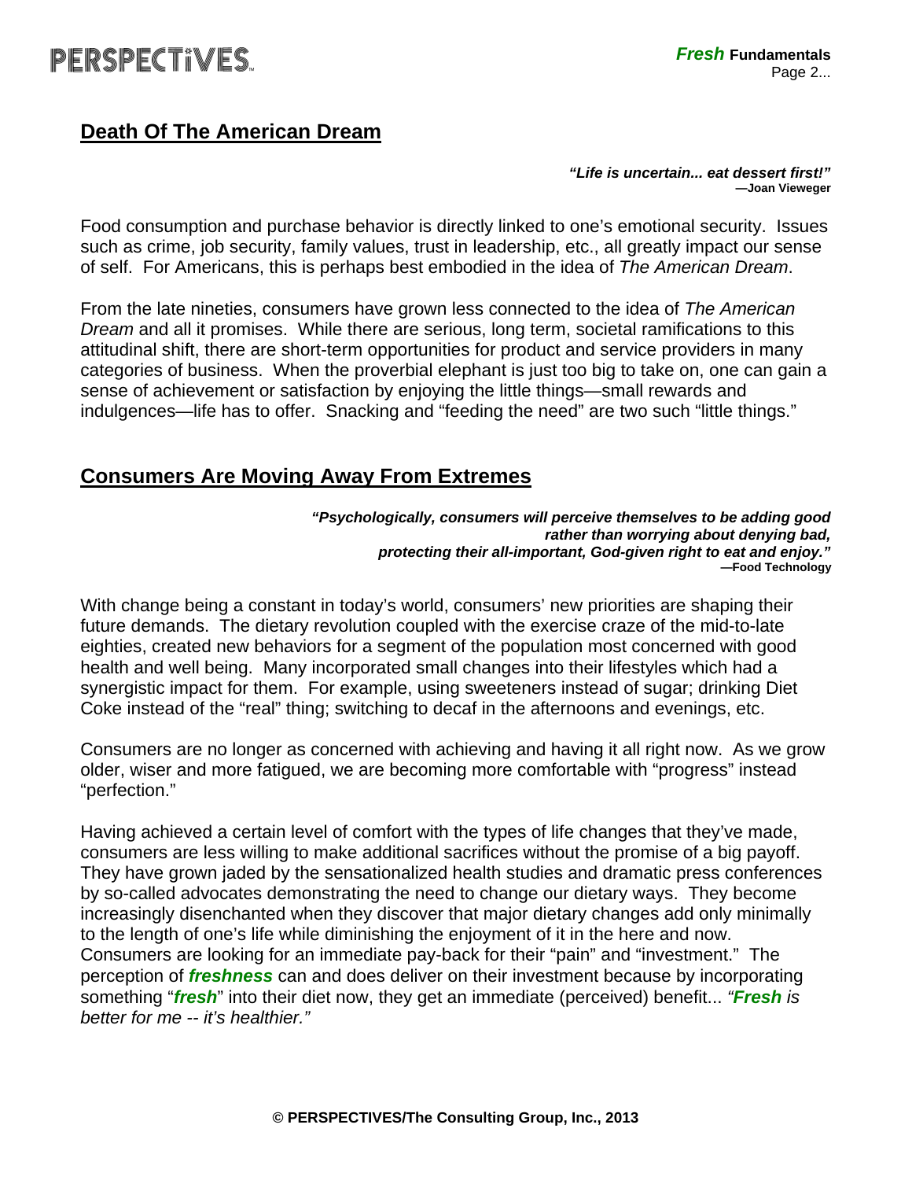## Death Of The American Dream

> ***"Life is uncertain... eat dessert first!"***
> **—Joan Vieweger**

Food consumption and purchase behavior is directly linked to one's emotional security. Issues such as crime, job security, family values, trust in leadership, etc., all greatly impact our sense of self. For Americans, this is perhaps best embodied in the idea of *The American Dream*.

From the late nineties, consumers have grown less connected to the idea of *The American Dream* and all it promises. While there are serious, long term, societal ramifications to this attitudinal shift, there are short-term opportunities for product and service providers in many categories of business. When the proverbial elephant is just too big to take on, one can gain a sense of achievement or satisfaction by enjoying the little things—small rewards and indulgences—life has to offer. Snacking and "feeding the need" are two such "little things."

## Consumers Are Moving Away From Extremes

> ***"Psychologically, consumers will perceive themselves to be adding good rather than worrying about denying bad, protecting their all-important, God-given right to eat and enjoy."***
> **—Food Technology**

With change being a constant in today's world, consumers' new priorities are shaping their future demands. The dietary revolution coupled with the exercise craze of the mid-to-late eighties, created new behaviors for a segment of the population most concerned with good health and well being. Many incorporated small changes into their lifestyles which had a synergistic impact for them. For example, using sweeteners instead of sugar; drinking Diet Coke instead of the "real" thing; switching to decaf in the afternoons and evenings, etc.

Consumers are no longer as concerned with achieving and having it all right now. As we grow older, wiser and more fatigued, we are becoming more comfortable with "progress" instead "perfection."

Having achieved a certain level of comfort with the types of life changes that they've made, consumers are less willing to make additional sacrifices without the promise of a big payoff. They have grown jaded by the sensationalized health studies and dramatic press conferences by so-called advocates demonstrating the need to change our dietary ways. They become increasingly disenchanted when they discover that major dietary changes add only minimally to the length of one's life while diminishing the enjoyment of it in the here and now. Consumers are looking for an immediate pay-back for their "pain" and "investment." The perception of ***freshness*** can and does deliver on their investment because by incorporating something "***fresh***" into their diet now, they get an immediate (perceived) benefit... *"**Fresh** is better for me -- it's healthier."*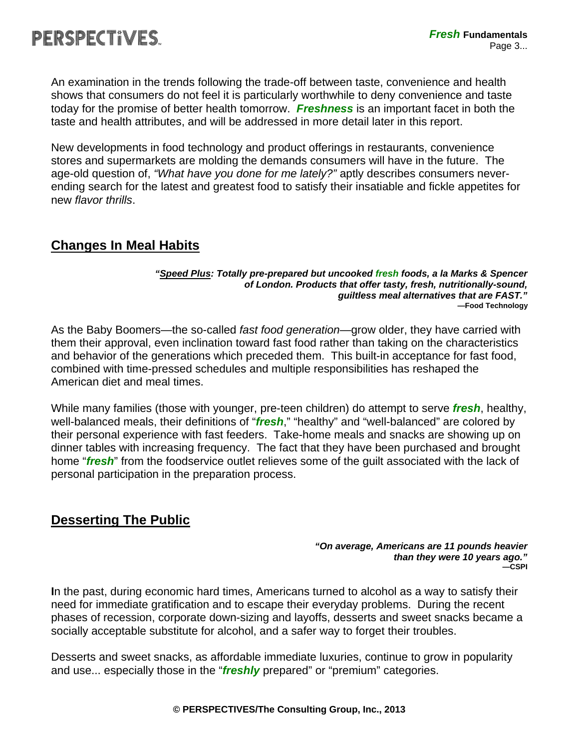An examination in the trends following the trade-off between taste, convenience and health shows that consumers do not feel it is particularly worthwhile to deny convenience and taste today for the promise of better health tomorrow. ***Freshness*** is an important facet in both the taste and health attributes, and will be addressed in more detail later in this report.

New developments in food technology and product offerings in restaurants, convenience stores and supermarkets are molding the demands consumers will have in the future. The age-old question of, *"What have you done for me lately?"* aptly describes consumers never-ending search for the latest and greatest food to satisfy their insatiable and fickle appetites for new *flavor thrills*.

## Changes In Meal Habits

> ***"Speed Plus: Totally pre-prepared but uncooked fresh foods, a la Marks & Spencer of London. Products that offer tasty, fresh, nutritionally-sound, guiltless meal alternatives that are FAST."***
> **—Food Technology**

As the Baby Boomers—the so-called *fast food generation*—grow older, they have carried with them their approval, even inclination toward fast food rather than taking on the characteristics and behavior of the generations which preceded them. This built-in acceptance for fast food, combined with time-pressed schedules and multiple responsibilities has reshaped the American diet and meal times.

While many families (those with younger, pre-teen children) do attempt to serve ***fresh***, healthy, well-balanced meals, their definitions of "***fresh***," "healthy" and "well-balanced" are colored by their personal experience with fast feeders. Take-home meals and snacks are showing up on dinner tables with increasing frequency. The fact that they have been purchased and brought home "***fresh***" from the foodservice outlet relieves some of the guilt associated with the lack of personal participation in the preparation process.

## Desserting The Public

> ***"On average, Americans are 11 pounds heavier than they were 10 years ago."***
> **—CSPI**

**I**n the past, during economic hard times, Americans turned to alcohol as a way to satisfy their need for immediate gratification and to escape their everyday problems. During the recent phases of recession, corporate down-sizing and layoffs, desserts and sweet snacks became a socially acceptable substitute for alcohol, and a safer way to forget their troubles.

Desserts and sweet snacks, as affordable immediate luxuries, continue to grow in popularity and use... especially those in the "***freshly*** prepared" or "premium" categories.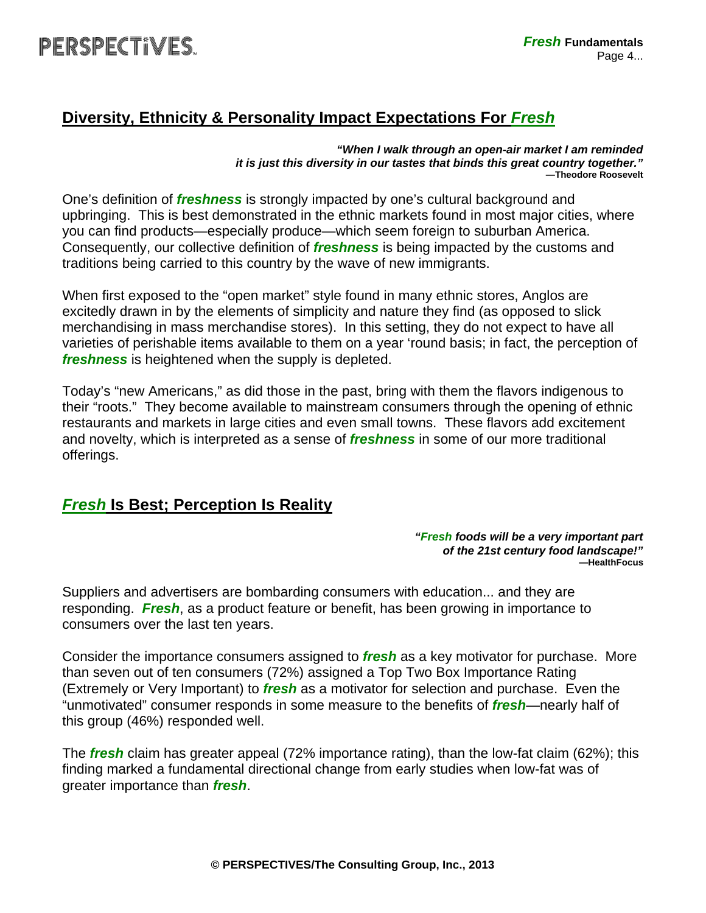## Diversity, Ethnicity & Personality Impact Expectations For ***Fresh***

> ***"When I walk through an open-air market I am reminded it is just this diversity in our tastes that binds this great country together."***
> **—Theodore Roosevelt**

One's definition of ***freshness*** is strongly impacted by one's cultural background and upbringing. This is best demonstrated in the ethnic markets found in most major cities, where you can find products—especially produce—which seem foreign to suburban America. Consequently, our collective definition of ***freshness*** is being impacted by the customs and traditions being carried to this country by the wave of new immigrants.

When first exposed to the "open market" style found in many ethnic stores, Anglos are excitedly drawn in by the elements of simplicity and nature they find (as opposed to slick merchandising in mass merchandise stores). In this setting, they do not expect to have all varieties of perishable items available to them on a year 'round basis; in fact, the perception of ***freshness*** is heightened when the supply is depleted.

Today's "new Americans," as did those in the past, bring with them the flavors indigenous to their "roots." They become available to mainstream consumers through the opening of ethnic restaurants and markets in large cities and even small towns. These flavors add excitement and novelty, which is interpreted as a sense of ***freshness*** in some of our more traditional offerings.

## ***Fresh*** Is Best; Perception Is Reality

> ***"Fresh foods will be a very important part of the 21st century food landscape!"***
> **—HealthFocus**

Suppliers and advertisers are bombarding consumers with education... and they are responding. ***Fresh***, as a product feature or benefit, has been growing in importance to consumers over the last ten years.

Consider the importance consumers assigned to ***fresh*** as a key motivator for purchase. More than seven out of ten consumers (72%) assigned a Top Two Box Importance Rating (Extremely or Very Important) to ***fresh*** as a motivator for selection and purchase. Even the "unmotivated" consumer responds in some measure to the benefits of ***fresh***—nearly half of this group (46%) responded well.

The ***fresh*** claim has greater appeal (72% importance rating), than the low-fat claim (62%); this finding marked a fundamental directional change from early studies when low-fat was of greater importance than ***fresh***.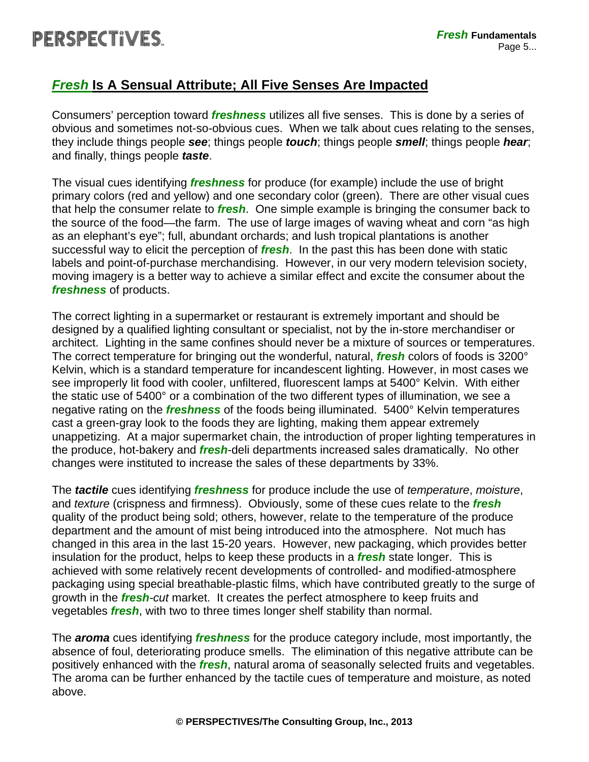## ***Fresh*** Is A Sensual Attribute; All Five Senses Are Impacted

Consumers' perception toward ***freshness*** utilizes all five senses. This is done by a series of obvious and sometimes not-so-obvious cues. When we talk about cues relating to the senses, they include things people ***see***; things people ***touch***; things people ***smell***; things people ***hear***; and finally, things people ***taste***.

The visual cues identifying ***freshness*** for produce (for example) include the use of bright primary colors (red and yellow) and one secondary color (green). There are other visual cues that help the consumer relate to ***fresh***. One simple example is bringing the consumer back to the source of the food—the farm. The use of large images of waving wheat and corn "as high as an elephant's eye"; full, abundant orchards; and lush tropical plantations is another successful way to elicit the perception of ***fresh***. In the past this has been done with static labels and point-of-purchase merchandising. However, in our very modern television society, moving imagery is a better way to achieve a similar effect and excite the consumer about the ***freshness*** of products.

The correct lighting in a supermarket or restaurant is extremely important and should be designed by a qualified lighting consultant or specialist, not by the in-store merchandiser or architect. Lighting in the same confines should never be a mixture of sources or temperatures. The correct temperature for bringing out the wonderful, natural, ***fresh*** colors of foods is 3200° Kelvin, which is a standard temperature for incandescent lighting. However, in most cases we see improperly lit food with cooler, unfiltered, fluorescent lamps at 5400° Kelvin. With either the static use of 5400° or a combination of the two different types of illumination, we see a negative rating on the ***freshness*** of the foods being illuminated. 5400° Kelvin temperatures cast a green-gray look to the foods they are lighting, making them appear extremely unappetizing. At a major supermarket chain, the introduction of proper lighting temperatures in the produce, hot-bakery and ***fresh***-deli departments increased sales dramatically. No other changes were instituted to increase the sales of these departments by 33%.

The ***tactile*** cues identifying ***freshness*** for produce include the use of *temperature*, *moisture*, and *texture* (crispness and firmness). Obviously, some of these cues relate to the ***fresh*** quality of the product being sold; others, however, relate to the temperature of the produce department and the amount of mist being introduced into the atmosphere. Not much has changed in this area in the last 15-20 years. However, new packaging, which provides better insulation for the product, helps to keep these products in a ***fresh*** state longer. This is achieved with some relatively recent developments of controlled- and modified-atmosphere packaging using special breathable-plastic films, which have contributed greatly to the surge of growth in the ***fresh****-cut* market. It creates the perfect atmosphere to keep fruits and vegetables ***fresh***, with two to three times longer shelf stability than normal.

The ***aroma*** cues identifying ***freshness*** for the produce category include, most importantly, the absence of foul, deteriorating produce smells. The elimination of this negative attribute can be positively enhanced with the ***fresh***, natural aroma of seasonally selected fruits and vegetables. The aroma can be further enhanced by the tactile cues of temperature and moisture, as noted above.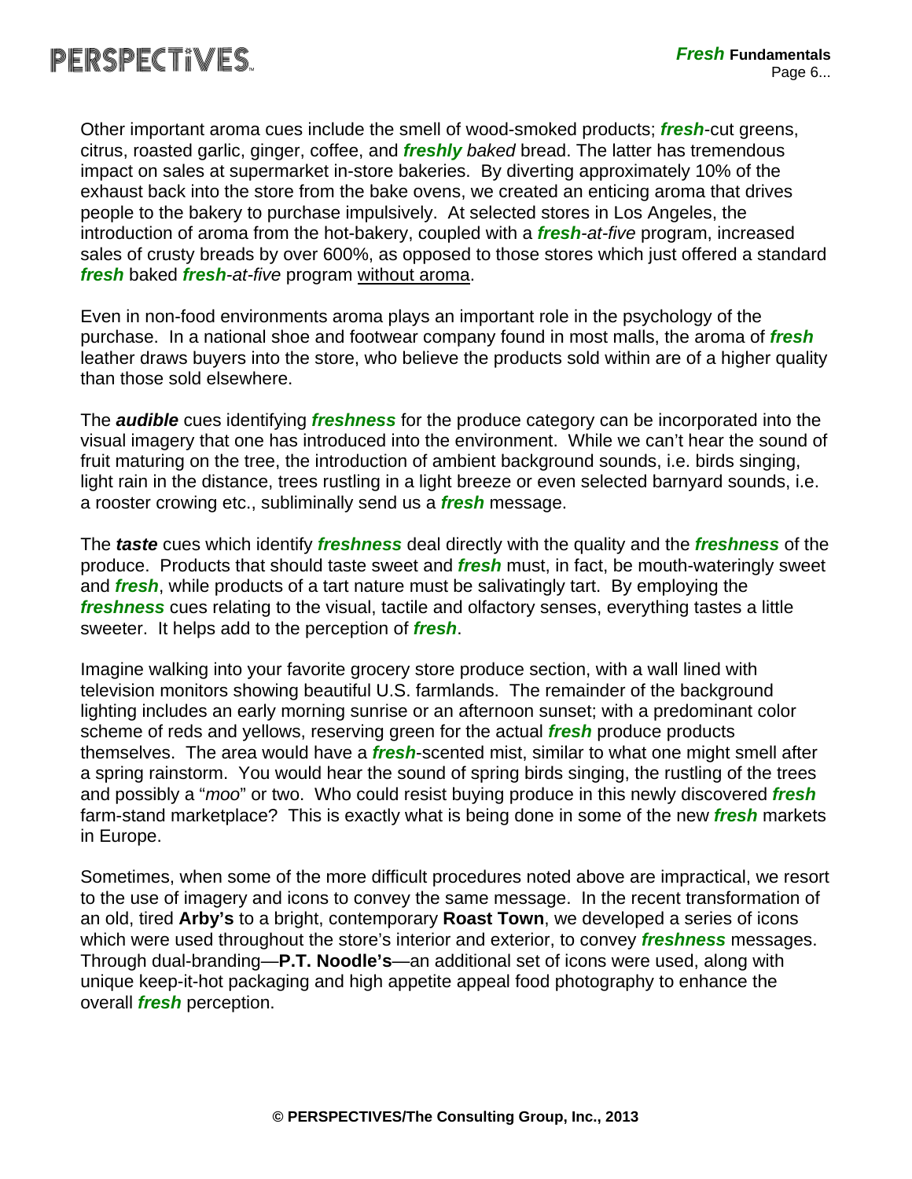Other important aroma cues include the smell of wood-smoked products; ***fresh***-cut greens, citrus, roasted garlic, ginger, coffee, and ***freshly*** *baked* bread. The latter has tremendous impact on sales at supermarket in-store bakeries. By diverting approximately 10% of the exhaust back into the store from the bake ovens, we created an enticing aroma that drives people to the bakery to purchase impulsively. At selected stores in Los Angeles, the introduction of aroma from the hot-bakery, coupled with a ***fresh****-at-five* program, increased sales of crusty breads by over 600%, as opposed to those stores which just offered a standard ***fresh*** baked ***fresh****-at-five* program <u>without aroma</u>.

Even in non-food environments aroma plays an important role in the psychology of the purchase. In a national shoe and footwear company found in most malls, the aroma of ***fresh*** leather draws buyers into the store, who believe the products sold within are of a higher quality than those sold elsewhere.

The ***audible*** cues identifying ***freshness*** for the produce category can be incorporated into the visual imagery that one has introduced into the environment. While we can't hear the sound of fruit maturing on the tree, the introduction of ambient background sounds, i.e. birds singing, light rain in the distance, trees rustling in a light breeze or even selected barnyard sounds, i.e. a rooster crowing etc., subliminally send us a ***fresh*** message.

The ***taste*** cues which identify ***freshness*** deal directly with the quality and the ***freshness*** of the produce. Products that should taste sweet and ***fresh*** must, in fact, be mouth-wateringly sweet and ***fresh***, while products of a tart nature must be salivatingly tart. By employing the ***freshness*** cues relating to the visual, tactile and olfactory senses, everything tastes a little sweeter. It helps add to the perception of ***fresh***.

Imagine walking into your favorite grocery store produce section, with a wall lined with television monitors showing beautiful U.S. farmlands. The remainder of the background lighting includes an early morning sunrise or an afternoon sunset; with a predominant color scheme of reds and yellows, reserving green for the actual ***fresh*** produce products themselves. The area would have a ***fresh***-scented mist, similar to what one might smell after a spring rainstorm. You would hear the sound of spring birds singing, the rustling of the trees and possibly a "*moo*" or two. Who could resist buying produce in this newly discovered ***fresh*** farm-stand marketplace? This is exactly what is being done in some of the new ***fresh*** markets in Europe.

Sometimes, when some of the more difficult procedures noted above are impractical, we resort to the use of imagery and icons to convey the same message. In the recent transformation of an old, tired **Arby's** to a bright, contemporary **Roast Town**, we developed a series of icons which were used throughout the store's interior and exterior, to convey ***freshness*** messages. Through dual-branding—**P.T. Noodle's**—an additional set of icons were used, along with unique keep-it-hot packaging and high appetite appeal food photography to enhance the overall ***fresh*** perception.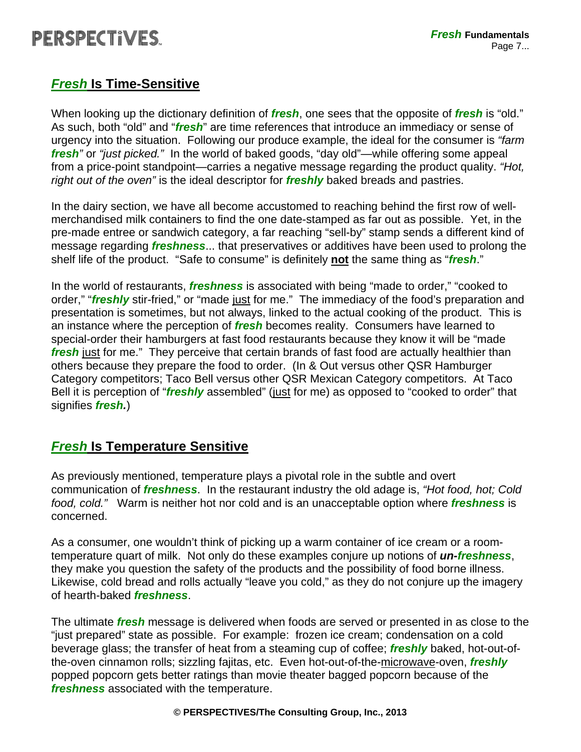## ***Fresh*** Is Time-Sensitive

When looking up the dictionary definition of ***fresh***, one sees that the opposite of ***fresh*** is "old." As such, both "old" and "***fresh***" are time references that introduce an immediacy or sense of urgency into the situation. Following our produce example, the ideal for the consumer is *"farm **fresh**"* or *"just picked."* In the world of baked goods, "day old"—while offering some appeal from a price-point standpoint—carries a negative message regarding the product quality. *"Hot, right out of the oven"* is the ideal descriptor for ***freshly*** baked breads and pastries.

In the dairy section, we have all become accustomed to reaching behind the first row of well-merchandised milk containers to find the one date-stamped as far out as possible. Yet, in the pre-made entree or sandwich category, a far reaching "sell-by" stamp sends a different kind of message regarding ***freshness***... that preservatives or additives have been used to prolong the shelf life of the product. "Safe to consume" is definitely **not** the same thing as "***fresh***."

In the world of restaurants, ***freshness*** is associated with being "made to order," "cooked to order," "***freshly*** stir-fried," or "made just for me." The immediacy of the food's preparation and presentation is sometimes, but not always, linked to the actual cooking of the product. This is an instance where the perception of ***fresh*** becomes reality. Consumers have learned to special-order their hamburgers at fast food restaurants because they know it will be "made ***fresh*** just for me." They perceive that certain brands of fast food are actually healthier than others because they prepare the food to order. (In & Out versus other QSR Hamburger Category competitors; Taco Bell versus other QSR Mexican Category competitors. At Taco Bell it is perception of "***freshly*** assembled" (just for me) as opposed to "cooked to order" that signifies ***fresh.***)

## ***Fresh*** Is Temperature Sensitive

As previously mentioned, temperature plays a pivotal role in the subtle and overt communication of ***freshness***. In the restaurant industry the old adage is, *"Hot food, hot; Cold food, cold."* Warm is neither hot nor cold and is an unacceptable option where ***freshness*** is concerned.

As a consumer, one wouldn't think of picking up a warm container of ice cream or a room-temperature quart of milk. Not only do these examples conjure up notions of ***un-freshness***, they make you question the safety of the products and the possibility of food borne illness. Likewise, cold bread and rolls actually "leave you cold," as they do not conjure up the imagery of hearth-baked ***freshness***.

The ultimate ***fresh*** message is delivered when foods are served or presented in as close to the "just prepared" state as possible. For example: frozen ice cream; condensation on a cold beverage glass; the transfer of heat from a steaming cup of coffee; ***freshly*** baked, hot-out-of-the-oven cinnamon rolls; sizzling fajitas, etc. Even hot-out-of-the-microwave-oven, ***freshly*** popped popcorn gets better ratings than movie theater bagged popcorn because of the ***freshness*** associated with the temperature.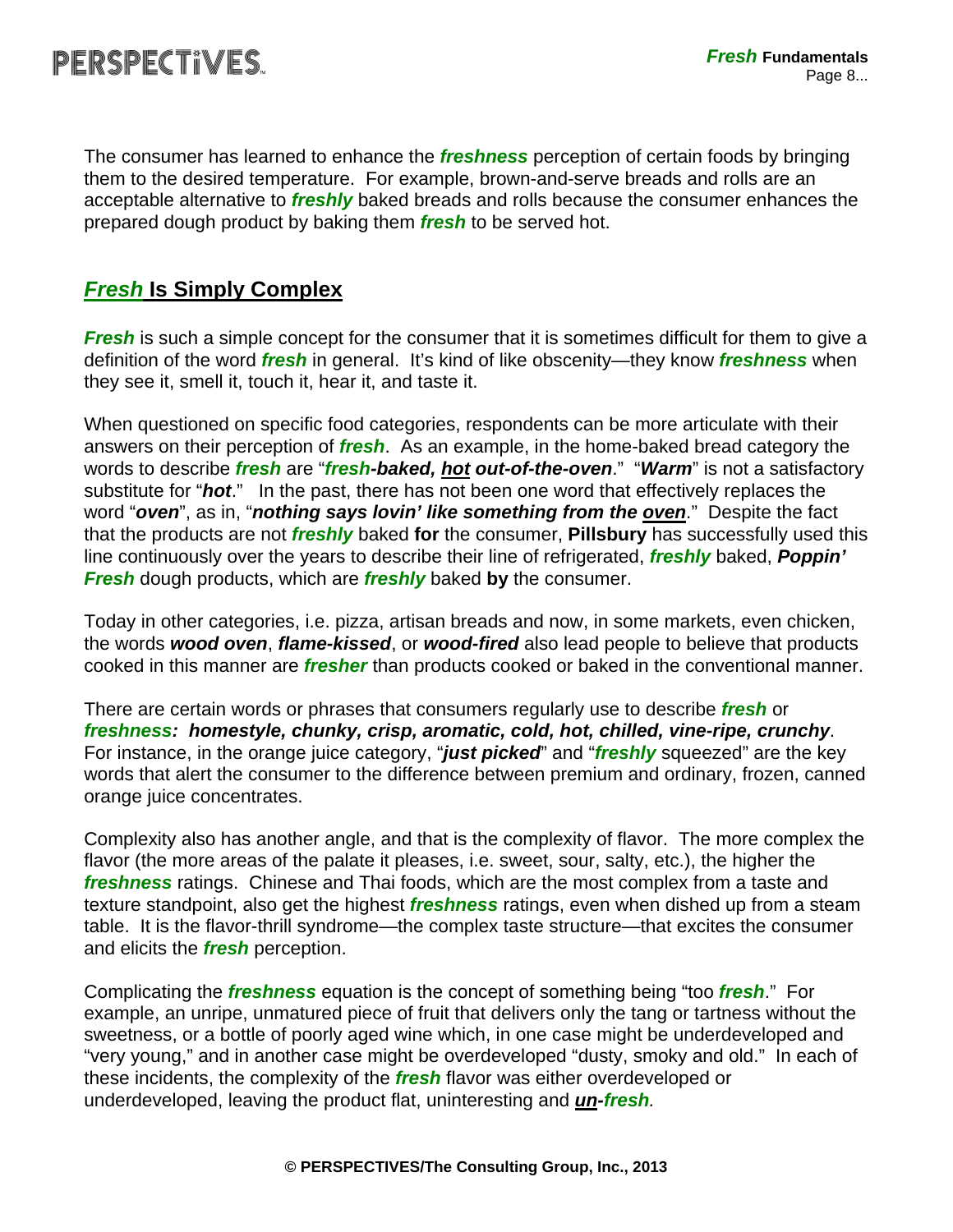The consumer has learned to enhance the ***freshness*** perception of certain foods by bringing them to the desired temperature. For example, brown-and-serve breads and rolls are an acceptable alternative to ***freshly*** baked breads and rolls because the consumer enhances the prepared dough product by baking them ***fresh*** to be served hot.

## *Fresh* Is Simply Complex

***Fresh*** is such a simple concept for the consumer that it is sometimes difficult for them to give a definition of the word ***fresh*** in general. It's kind of like obscenity—they know ***freshness*** when they see it, smell it, touch it, hear it, and taste it.

When questioned on specific food categories, respondents can be more articulate with their answers on their perception of ***fresh***. As an example, in the home-baked bread category the words to describe ***fresh*** are "***fresh-baked, hot out-of-the-oven***." "***Warm***" is not a satisfactory substitute for "***hot***." In the past, there has not been one word that effectively replaces the word "***oven***", as in, "***nothing says lovin' like something from the oven***." Despite the fact that the products are not ***freshly*** baked **for** the consumer, **Pillsbury** has successfully used this line continuously over the years to describe their line of refrigerated, ***freshly*** baked, ***Poppin' Fresh*** dough products, which are ***freshly*** baked **by** the consumer.

Today in other categories, i.e. pizza, artisan breads and now, in some markets, even chicken, the words ***wood oven***, ***flame-kissed***, or ***wood-fired*** also lead people to believe that products cooked in this manner are ***fresher*** than products cooked or baked in the conventional manner.

There are certain words or phrases that consumers regularly use to describe ***fresh*** or ***freshness: homestyle, chunky, crisp, aromatic, cold, hot, chilled, vine-ripe, crunchy***. For instance, in the orange juice category, "***just picked***" and "***freshly*** squeezed" are the key words that alert the consumer to the difference between premium and ordinary, frozen, canned orange juice concentrates.

Complexity also has another angle, and that is the complexity of flavor. The more complex the flavor (the more areas of the palate it pleases, i.e. sweet, sour, salty, etc.), the higher the ***freshness*** ratings. Chinese and Thai foods, which are the most complex from a taste and texture standpoint, also get the highest ***freshness*** ratings, even when dished up from a steam table. It is the flavor-thrill syndrome—the complex taste structure—that excites the consumer and elicits the ***fresh*** perception.

Complicating the ***freshness*** equation is the concept of something being "too ***fresh***." For example, an unripe, unmatured piece of fruit that delivers only the tang or tartness without the sweetness, or a bottle of poorly aged wine which, in one case might be underdeveloped and "very young," and in another case might be overdeveloped "dusty, smoky and old." In each of these incidents, the complexity of the ***fresh*** flavor was either overdeveloped or underdeveloped, leaving the product flat, uninteresting and ***un-fresh***.

**© PERSPECTIVES/The Consulting Group, Inc., 2013**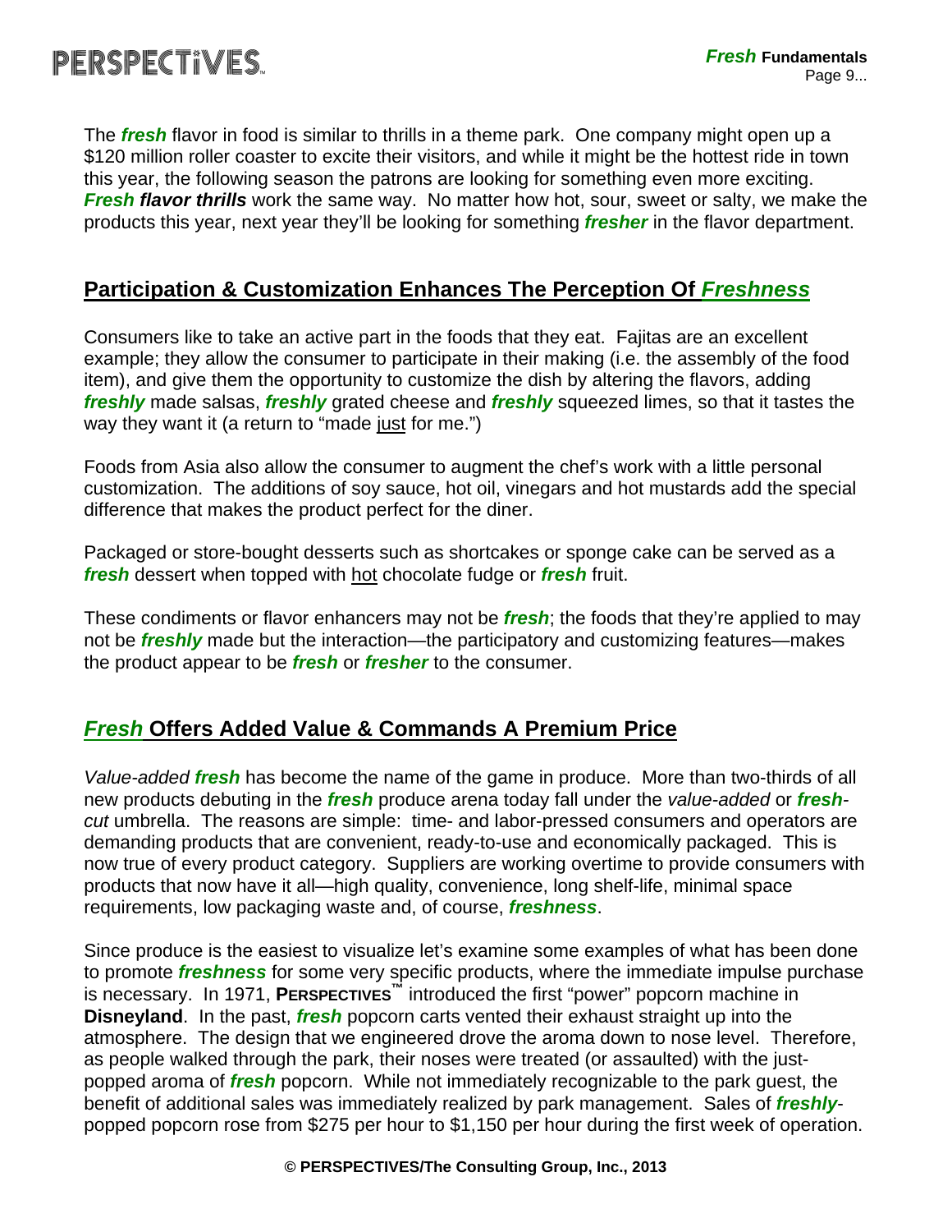The ***fresh*** flavor in food is similar to thrills in a theme park. One company might open up a $120 million roller coaster to excite their visitors, and while it might be the hottest ride in town this year, the following season the patrons are looking for something even more exciting. ***Fresh flavor thrills*** work the same way. No matter how hot, sour, sweet or salty, we make the products this year, next year they'll be looking for something ***fresher*** in the flavor department.

## Participation & Customization Enhances The Perception Of *Freshness*

Consumers like to take an active part in the foods that they eat. Fajitas are an excellent example; they allow the consumer to participate in their making (i.e. the assembly of the food item), and give them the opportunity to customize the dish by altering the flavors, adding ***freshly*** made salsas, ***freshly*** grated cheese and ***freshly*** squeezed limes, so that it tastes the way they want it (a return to "made just for me.")

Foods from Asia also allow the consumer to augment the chef's work with a little personal customization. The additions of soy sauce, hot oil, vinegars and hot mustards add the special difference that makes the product perfect for the diner.

Packaged or store-bought desserts such as shortcakes or sponge cake can be served as a ***fresh*** dessert when topped with hot chocolate fudge or ***fresh*** fruit.

These condiments or flavor enhancers may not be ***fresh***; the foods that they're applied to may not be ***freshly*** made but the interaction—the participatory and customizing features—makes the product appear to be ***fresh*** or ***fresher*** to the consumer.

## *Fresh* Offers Added Value & Commands A Premium Price

*Value-added **fresh*** has become the name of the game in produce. More than two-thirds of all new products debuting in the ***fresh*** produce arena today fall under the *value-added* or ***fresh**-cut* umbrella. The reasons are simple: time- and labor-pressed consumers and operators are demanding products that are convenient, ready-to-use and economically packaged. This is now true of every product category. Suppliers are working overtime to provide consumers with products that now have it all—high quality, convenience, long shelf-life, minimal space requirements, low packaging waste and, of course, ***freshness***.

Since produce is the easiest to visualize let's examine some examples of what has been done to promote ***freshness*** for some very specific products, where the immediate impulse purchase is necessary. In 1971, **PERSPECTIVES™** introduced the first "power" popcorn machine in **Disneyland**. In the past, ***fresh*** popcorn carts vented their exhaust straight up into the atmosphere. The design that we engineered drove the aroma down to nose level. Therefore, as people walked through the park, their noses were treated (or assaulted) with the just-popped aroma of ***fresh*** popcorn. While not immediately recognizable to the park guest, the benefit of additional sales was immediately realized by park management. Sales of ***freshly***-popped popcorn rose from $275 per hour to $1,150 per hour during the first week of operation.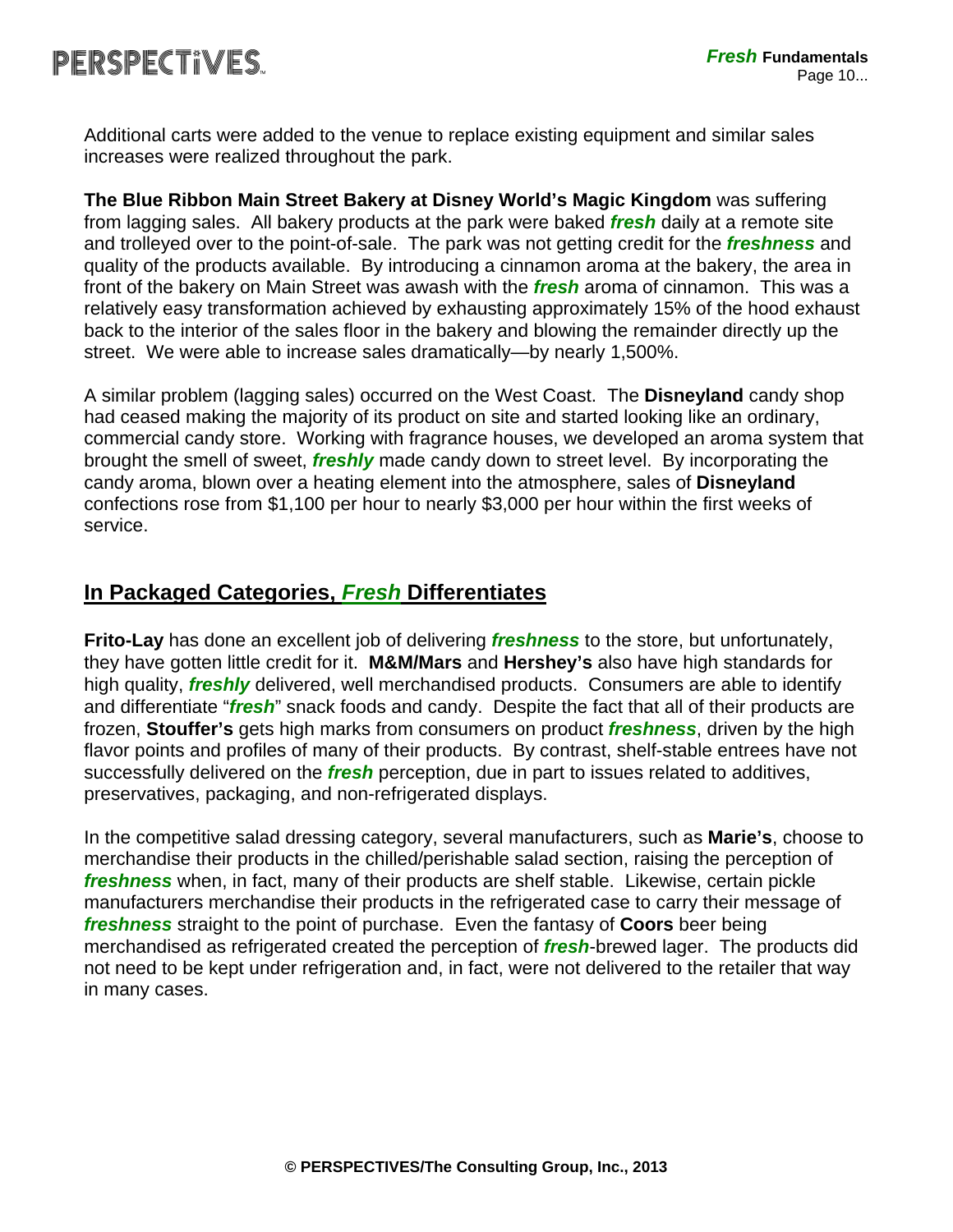Additional carts were added to the venue to replace existing equipment and similar sales increases were realized throughout the park.

**The Blue Ribbon Main Street Bakery at Disney World's Magic Kingdom** was suffering from lagging sales. All bakery products at the park were baked ***fresh*** daily at a remote site and trolleyed over to the point-of-sale. The park was not getting credit for the ***freshness*** and quality of the products available. By introducing a cinnamon aroma at the bakery, the area in front of the bakery on Main Street was awash with the ***fresh*** aroma of cinnamon. This was a relatively easy transformation achieved by exhausting approximately 15% of the hood exhaust back to the interior of the sales floor in the bakery and blowing the remainder directly up the street. We were able to increase sales dramatically—by nearly 1,500%.

A similar problem (lagging sales) occurred on the West Coast. The **Disneyland** candy shop had ceased making the majority of its product on site and started looking like an ordinary, commercial candy store. Working with fragrance houses, we developed an aroma system that brought the smell of sweet, ***freshly*** made candy down to street level. By incorporating the candy aroma, blown over a heating element into the atmosphere, sales of **Disneyland** confections rose from $1,100 per hour to nearly $3,000 per hour within the first weeks of service.

## In Packaged Categories, *Fresh* Differentiates

**Frito-Lay** has done an excellent job of delivering ***freshness*** to the store, but unfortunately, they have gotten little credit for it. **M&M/Mars** and **Hershey's** also have high standards for high quality, ***freshly*** delivered, well merchandised products. Consumers are able to identify and differentiate "***fresh***" snack foods and candy. Despite the fact that all of their products are frozen, **Stouffer's** gets high marks from consumers on product ***freshness***, driven by the high flavor points and profiles of many of their products. By contrast, shelf-stable entrees have not successfully delivered on the ***fresh*** perception, due in part to issues related to additives, preservatives, packaging, and non-refrigerated displays.

In the competitive salad dressing category, several manufacturers, such as **Marie's**, choose to merchandise their products in the chilled/perishable salad section, raising the perception of ***freshness*** when, in fact, many of their products are shelf stable. Likewise, certain pickle manufacturers merchandise their products in the refrigerated case to carry their message of ***freshness*** straight to the point of purchase. Even the fantasy of **Coors** beer being merchandised as refrigerated created the perception of ***fresh***-brewed lager. The products did not need to be kept under refrigeration and, in fact, were not delivered to the retailer that way in many cases.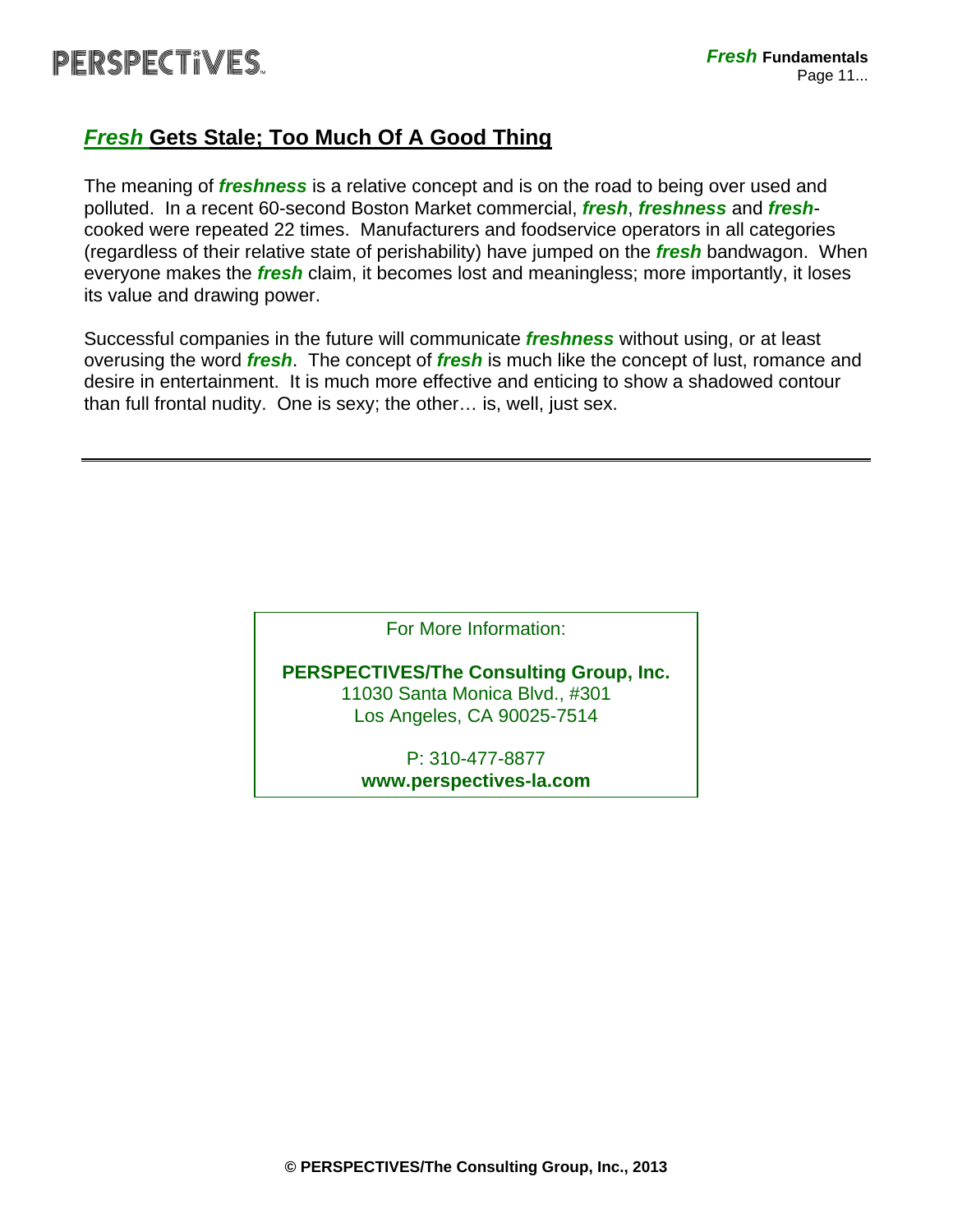## ***Fresh*** Gets Stale; Too Much Of A Good Thing

The meaning of ***freshness*** is a relative concept and is on the road to being over used and polluted. In a recent 60-second Boston Market commercial, ***fresh***, ***freshness*** and ***fresh***-cooked were repeated 22 times. Manufacturers and foodservice operators in all categories (regardless of their relative state of perishability) have jumped on the ***fresh*** bandwagon. When everyone makes the ***fresh*** claim, it becomes lost and meaningless; more importantly, it loses its value and drawing power.

Successful companies in the future will communicate ***freshness*** without using, or at least overusing the word ***fresh***. The concept of ***fresh*** is much like the concept of lust, romance and desire in entertainment. It is much more effective and enticing to show a shadowed contour than full frontal nudity. One is sexy; the other… is, well, just sex.

---

For More Information:

**PERSPECTIVES/The Consulting Group, Inc.**
11030 Santa Monica Blvd., #301
Los Angeles, CA 90025-7514

P: 310-477-8877
**www.perspectives-la.com**

**© PERSPECTIVES/The Consulting Group, Inc., 2013**